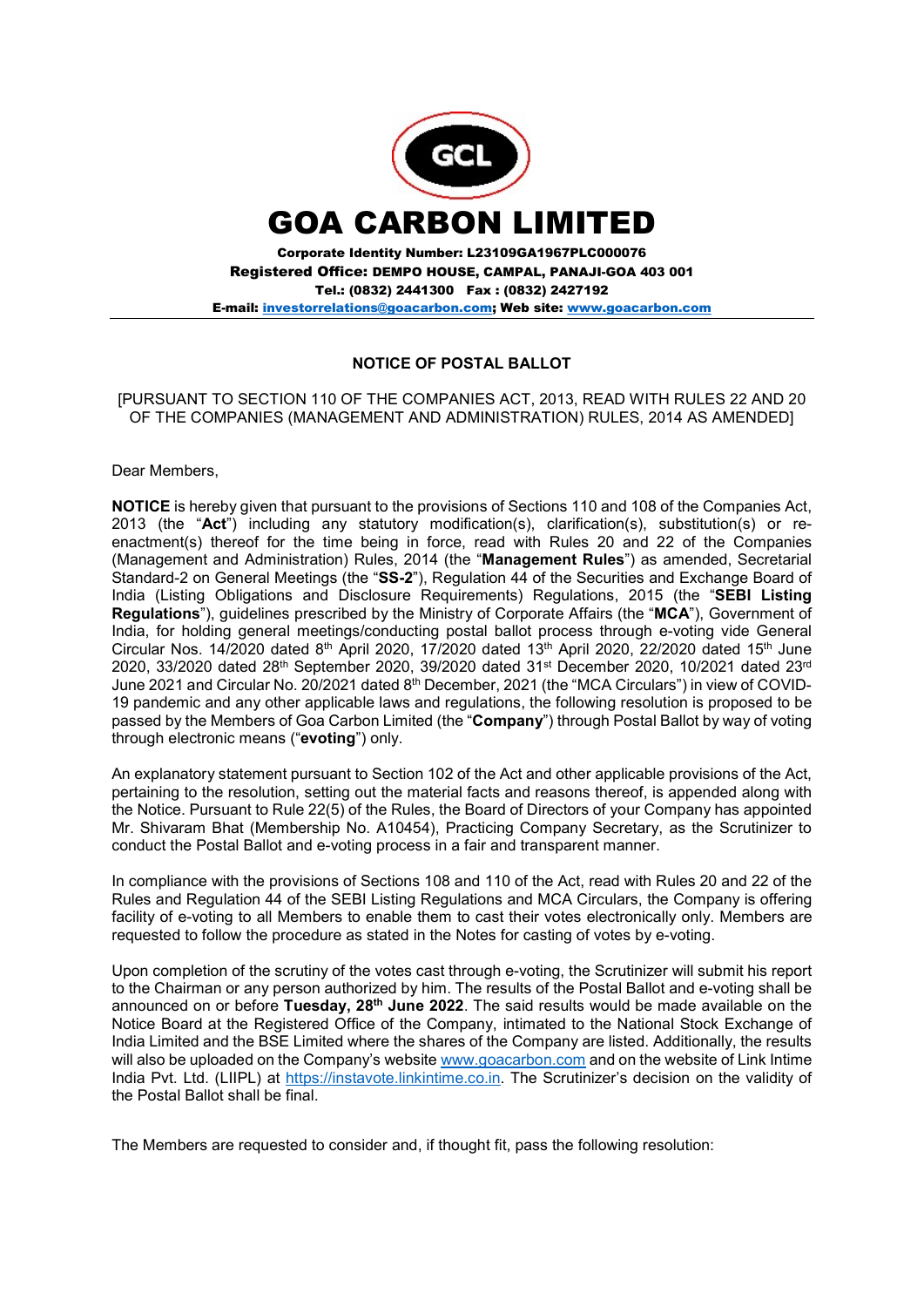# GOA CARBON LIMITED

**Corporate Identity Number: L23109GA1967PLC000076**
**Registered Office: DEMPO HOUSE, CAMPAL, PANAJI-GOA 403 001**
**Tel.: (0832) 2441300 Fax : (0832) 2427192**
**E-mail: investorrelations@goacarbon.com; Web site: www.goacarbon.com**

## NOTICE OF POSTAL BALLOT

[PURSUANT TO SECTION 110 OF THE COMPANIES ACT, 2013, READ WITH RULES 22 AND 20 OF THE COMPANIES (MANAGEMENT AND ADMINISTRATION) RULES, 2014 AS AMENDED]

Dear Members,

**NOTICE** is hereby given that pursuant to the provisions of Sections 110 and 108 of the Companies Act, 2013 (the "**Act**") including any statutory modification(s), clarification(s), substitution(s) or re-enactment(s) thereof for the time being in force, read with Rules 20 and 22 of the Companies (Management and Administration) Rules, 2014 (the "**Management Rules**") as amended, Secretarial Standard-2 on General Meetings (the "**SS-2**"), Regulation 44 of the Securities and Exchange Board of India (Listing Obligations and Disclosure Requirements) Regulations, 2015 (the "**SEBI Listing Regulations**"), guidelines prescribed by the Ministry of Corporate Affairs (the "**MCA**"), Government of India, for holding general meetings/conducting postal ballot process through e-voting vide General Circular Nos. 14/2020 dated 8th April 2020, 17/2020 dated 13th April 2020, 22/2020 dated 15th June 2020, 33/2020 dated 28th September 2020, 39/2020 dated 31st December 2020, 10/2021 dated 23rd June 2021 and Circular No. 20/2021 dated 8th December, 2021 (the "MCA Circulars") in view of COVID-19 pandemic and any other applicable laws and regulations, the following resolution is proposed to be passed by the Members of Goa Carbon Limited (the "**Company**") through Postal Ballot by way of voting through electronic means ("**evoting**") only.

An explanatory statement pursuant to Section 102 of the Act and other applicable provisions of the Act, pertaining to the resolution, setting out the material facts and reasons thereof, is appended along with the Notice. Pursuant to Rule 22(5) of the Rules, the Board of Directors of your Company has appointed Mr. Shivaram Bhat (Membership No. A10454), Practicing Company Secretary, as the Scrutinizer to conduct the Postal Ballot and e-voting process in a fair and transparent manner.

In compliance with the provisions of Sections 108 and 110 of the Act, read with Rules 20 and 22 of the Rules and Regulation 44 of the SEBI Listing Regulations and MCA Circulars, the Company is offering facility of e-voting to all Members to enable them to cast their votes electronically only. Members are requested to follow the procedure as stated in the Notes for casting of votes by e-voting.

Upon completion of the scrutiny of the votes cast through e-voting, the Scrutinizer will submit his report to the Chairman or any person authorized by him. The results of the Postal Ballot and e-voting shall be announced on or before **Tuesday, 28th June 2022**. The said results would be made available on the Notice Board at the Registered Office of the Company, intimated to the National Stock Exchange of India Limited and the BSE Limited where the shares of the Company are listed. Additionally, the results will also be uploaded on the Company's website www.goacarbon.com and on the website of Link Intime India Pvt. Ltd. (LIIPL) at https://instavote.linkintime.co.in. The Scrutinizer's decision on the validity of the Postal Ballot shall be final.

The Members are requested to consider and, if thought fit, pass the following resolution: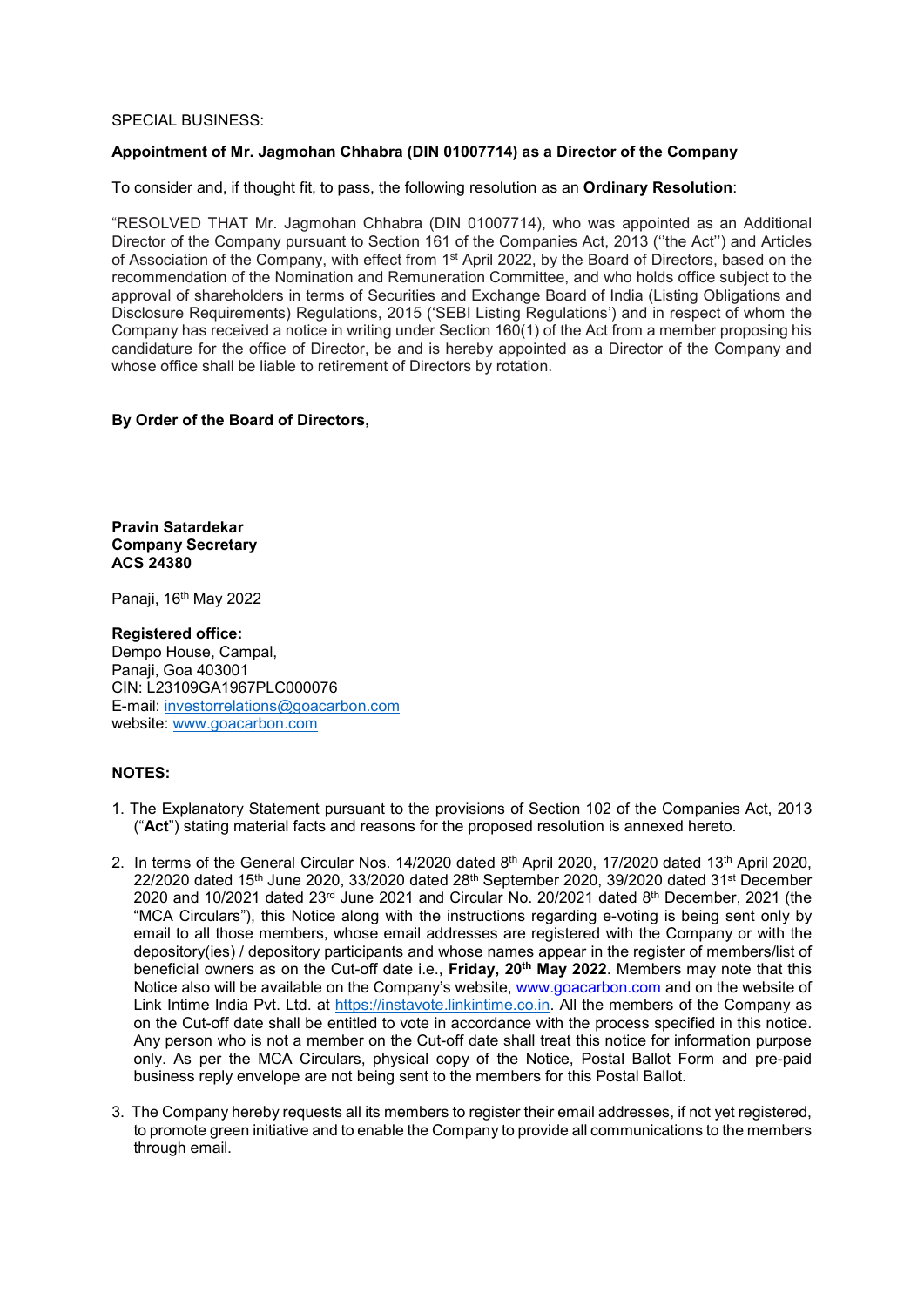SPECIAL BUSINESS:

**Appointment of Mr. Jagmohan Chhabra (DIN 01007714) as a Director of the Company**

To consider and, if thought fit, to pass, the following resolution as an **Ordinary Resolution**:

"RESOLVED THAT Mr. Jagmohan Chhabra (DIN 01007714), who was appointed as an Additional Director of the Company pursuant to Section 161 of the Companies Act, 2013 (''the Act'') and Articles of Association of the Company, with effect from 1st April 2022, by the Board of Directors, based on the recommendation of the Nomination and Remuneration Committee, and who holds office subject to the approval of shareholders in terms of Securities and Exchange Board of India (Listing Obligations and Disclosure Requirements) Regulations, 2015 ('SEBI Listing Regulations') and in respect of whom the Company has received a notice in writing under Section 160(1) of the Act from a member proposing his candidature for the office of Director, be and is hereby appointed as a Director of the Company and whose office shall be liable to retirement of Directors by rotation.

**By Order of the Board of Directors,**

**Pravin Satardekar**
**Company Secretary**
**ACS 24380**

Panaji, 16th May 2022

**Registered office:**
Dempo House, Campal,
Panaji, Goa 403001
CIN: L23109GA1967PLC000076
E-mail: investorrelations@goacarbon.com
website: www.goacarbon.com

**NOTES:**

1. The Explanatory Statement pursuant to the provisions of Section 102 of the Companies Act, 2013 ("**Act**") stating material facts and reasons for the proposed resolution is annexed hereto.

2. In terms of the General Circular Nos. 14/2020 dated 8th April 2020, 17/2020 dated 13th April 2020, 22/2020 dated 15th June 2020, 33/2020 dated 28th September 2020, 39/2020 dated 31st December 2020 and 10/2021 dated 23rd June 2021 and Circular No. 20/2021 dated 8th December, 2021 (the "MCA Circulars"), this Notice along with the instructions regarding e-voting is being sent only by email to all those members, whose email addresses are registered with the Company or with the depository(ies) / depository participants and whose names appear in the register of members/list of beneficial owners as on the Cut-off date i.e., **Friday, 20th May 2022**. Members may note that this Notice also will be available on the Company's website, www.goacarbon.com and on the website of Link Intime India Pvt. Ltd. at https://instavote.linkintime.co.in. All the members of the Company as on the Cut-off date shall be entitled to vote in accordance with the process specified in this notice. Any person who is not a member on the Cut-off date shall treat this notice for information purpose only. As per the MCA Circulars, physical copy of the Notice, Postal Ballot Form and pre-paid business reply envelope are not being sent to the members for this Postal Ballot.

3. The Company hereby requests all its members to register their email addresses, if not yet registered, to promote green initiative and to enable the Company to provide all communications to the members through email.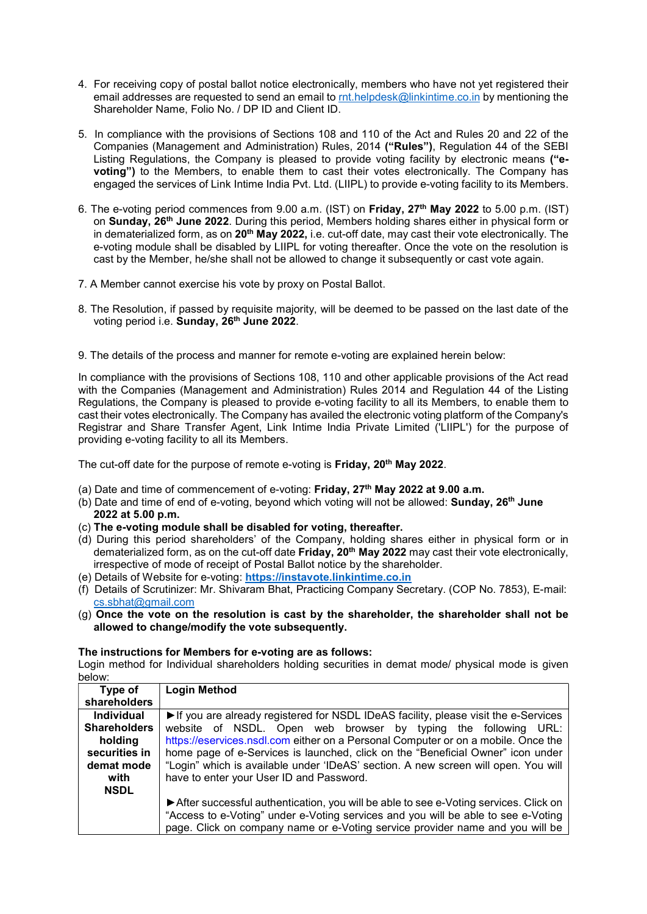4. For receiving copy of postal ballot notice electronically, members who have not yet registered their email addresses are requested to send an email to rnt.helpdesk@linkintime.co.in by mentioning the Shareholder Name, Folio No. / DP ID and Client ID.

5. In compliance with the provisions of Sections 108 and 110 of the Act and Rules 20 and 22 of the Companies (Management and Administration) Rules, 2014 **("Rules")**, Regulation 44 of the SEBI Listing Regulations, the Company is pleased to provide voting facility by electronic means **("e-voting")** to the Members, to enable them to cast their votes electronically. The Company has engaged the services of Link Intime India Pvt. Ltd. (LIIPL) to provide e-voting facility to its Members.

6. The e-voting period commences from 9.00 a.m. (IST) on **Friday, 27th May 2022** to 5.00 p.m. (IST) on **Sunday, 26th June 2022**. During this period, Members holding shares either in physical form or in dematerialized form, as on **20th May 2022,** i.e. cut-off date, may cast their vote electronically. The e-voting module shall be disabled by LIIPL for voting thereafter. Once the vote on the resolution is cast by the Member, he/she shall not be allowed to change it subsequently or cast vote again.

7. A Member cannot exercise his vote by proxy on Postal Ballot.

8. The Resolution, if passed by requisite majority, will be deemed to be passed on the last date of the voting period i.e. **Sunday, 26th June 2022**.

9. The details of the process and manner for remote e-voting are explained herein below:

In compliance with the provisions of Sections 108, 110 and other applicable provisions of the Act read with the Companies (Management and Administration) Rules 2014 and Regulation 44 of the Listing Regulations, the Company is pleased to provide e-voting facility to all its Members, to enable them to cast their votes electronically. The Company has availed the electronic voting platform of the Company's Registrar and Share Transfer Agent, Link Intime India Private Limited ('LIIPL') for the purpose of providing e-voting facility to all its Members.

The cut-off date for the purpose of remote e-voting is **Friday, 20th May 2022**.

(a) Date and time of commencement of e-voting: **Friday, 27th May 2022 at 9.00 a.m.**
(b) Date and time of end of e-voting, beyond which voting will not be allowed: **Sunday, 26th June 2022 at 5.00 p.m.**
(c) **The e-voting module shall be disabled for voting, thereafter.**
(d) During this period shareholders' of the Company, holding shares either in physical form or in dematerialized form, as on the cut-off date **Friday, 20th May 2022** may cast their vote electronically, irrespective of mode of receipt of Postal Ballot notice by the shareholder.
(e) Details of Website for e-voting: **https://instavote.linkintime.co.in**
(f) Details of Scrutinizer: Mr. Shivaram Bhat, Practicing Company Secretary. (COP No. 7853), E-mail: cs.sbhat@gmail.com
(g) **Once the vote on the resolution is cast by the shareholder, the shareholder shall not be allowed to change/modify the vote subsequently.**

**The instructions for Members for e-voting are as follows:**

Login method for Individual shareholders holding securities in demat mode/ physical mode is given below:

| Type of shareholders | Login Method |
|---|---|
| **Individual Shareholders holding securities in demat mode with NSDL** | ►If you are already registered for NSDL IDeAS facility, please visit the e-Services website of NSDL. Open web browser by typing the following URL: https://eservices.nsdl.com either on a Personal Computer or on a mobile. Once the home page of e-Services is launched, click on the "Beneficial Owner" icon under "Login" which is available under 'IDeAS' section. A new screen will open. You will have to enter your User ID and Password.<br><br>►After successful authentication, you will be able to see e-Voting services. Click on "Access to e-Voting" under e-Voting services and you will be able to see e-Voting page. Click on company name or e-Voting service provider name and you will be |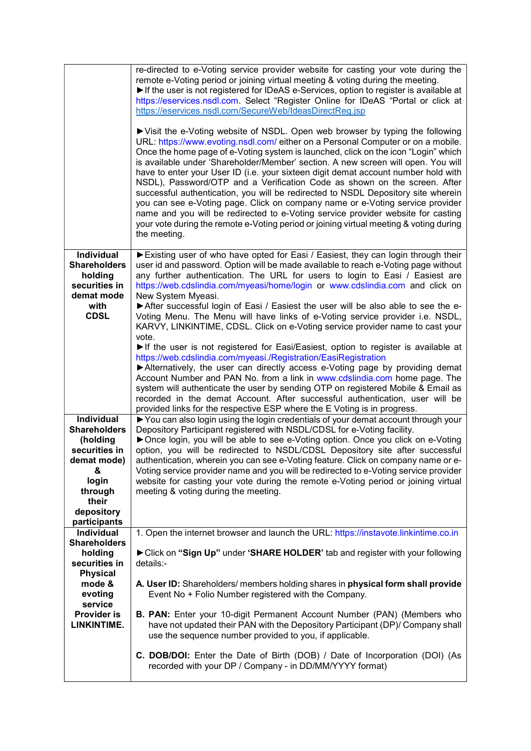| | |
|---|---|
| | re-directed to e-Voting service provider website for casting your vote during the remote e-Voting period or joining virtual meeting & voting during the meeting.<br>►If the user is not registered for IDeAS e-Services, option to register is available at https://eservices.nsdl.com. Select "Register Online for IDeAS "Portal or click at https://eservices.nsdl.com/SecureWeb/IdeasDirectReg.jsp<br><br>►Visit the e-Voting website of NSDL. Open web browser by typing the following URL: https://www.evoting.nsdl.com/ either on a Personal Computer or on a mobile. Once the home page of e-Voting system is launched, click on the icon "Login" which is available under 'Shareholder/Member' section. A new screen will open. You will have to enter your User ID (i.e. your sixteen digit demat account number hold with NSDL), Password/OTP and a Verification Code as shown on the screen. After successful authentication, you will be redirected to NSDL Depository site wherein you can see e-Voting page. Click on company name or e-Voting service provider name and you will be redirected to e-Voting service provider website for casting your vote during the remote e-Voting period or joining virtual meeting & voting during the meeting. |
| **Individual Shareholders holding securities in demat mode with CDSL** | ►Existing user of who have opted for Easi / Easiest, they can login through their user id and password. Option will be made available to reach e-Voting page without any further authentication. The URL for users to login to Easi / Easiest are https://web.cdslindia.com/myeasi/home/login or www.cdslindia.com and click on New System Myeasi.<br>►After successful login of Easi / Easiest the user will be also able to see the e-Voting Menu. The Menu will have links of e-Voting service provider i.e. NSDL, KARVY, LINKINTIME, CDSL. Click on e-Voting service provider name to cast your vote.<br>►If the user is not registered for Easi/Easiest, option to register is available at https://web.cdslindia.com/myeasi./Registration/EasiRegistration<br>►Alternatively, the user can directly access e-Voting page by providing demat Account Number and PAN No. from a link in www.cdslindia.com home page. The system will authenticate the user by sending OTP on registered Mobile & Email as recorded in the demat Account. After successful authentication, user will be provided links for the respective ESP where the E Voting is in progress. |
| **Individual Shareholders (holding securities in demat mode) & login through their depository participants** | ►You can also login using the login credentials of your demat account through your Depository Participant registered with NSDL/CDSL for e-Voting facility.<br>►Once login, you will be able to see e-Voting option. Once you click on e-Voting option, you will be redirected to NSDL/CDSL Depository site after successful authentication, wherein you can see e-Voting feature. Click on company name or e-Voting service provider name and you will be redirected to e-Voting service provider website for casting your vote during the remote e-Voting period or joining virtual meeting & voting during the meeting. |
| **Individual Shareholders holding securities in Physical mode & evoting service Provider is LINKINTIME.** | 1. Open the internet browser and launch the URL: https://instavote.linkintime.co.in<br><br>►Click on **"Sign Up"** under **'SHARE HOLDER'** tab and register with your following details:-<br><br>**A. User ID:** Shareholders/ members holding shares in **physical form shall provide** Event No + Folio Number registered with the Company.<br><br>**B. PAN:** Enter your 10-digit Permanent Account Number (PAN) (Members who have not updated their PAN with the Depository Participant (DP)/ Company shall use the sequence number provided to you, if applicable.<br><br>**C. DOB/DOI:** Enter the Date of Birth (DOB) / Date of Incorporation (DOI) (As recorded with your DP / Company - in DD/MM/YYYY format) |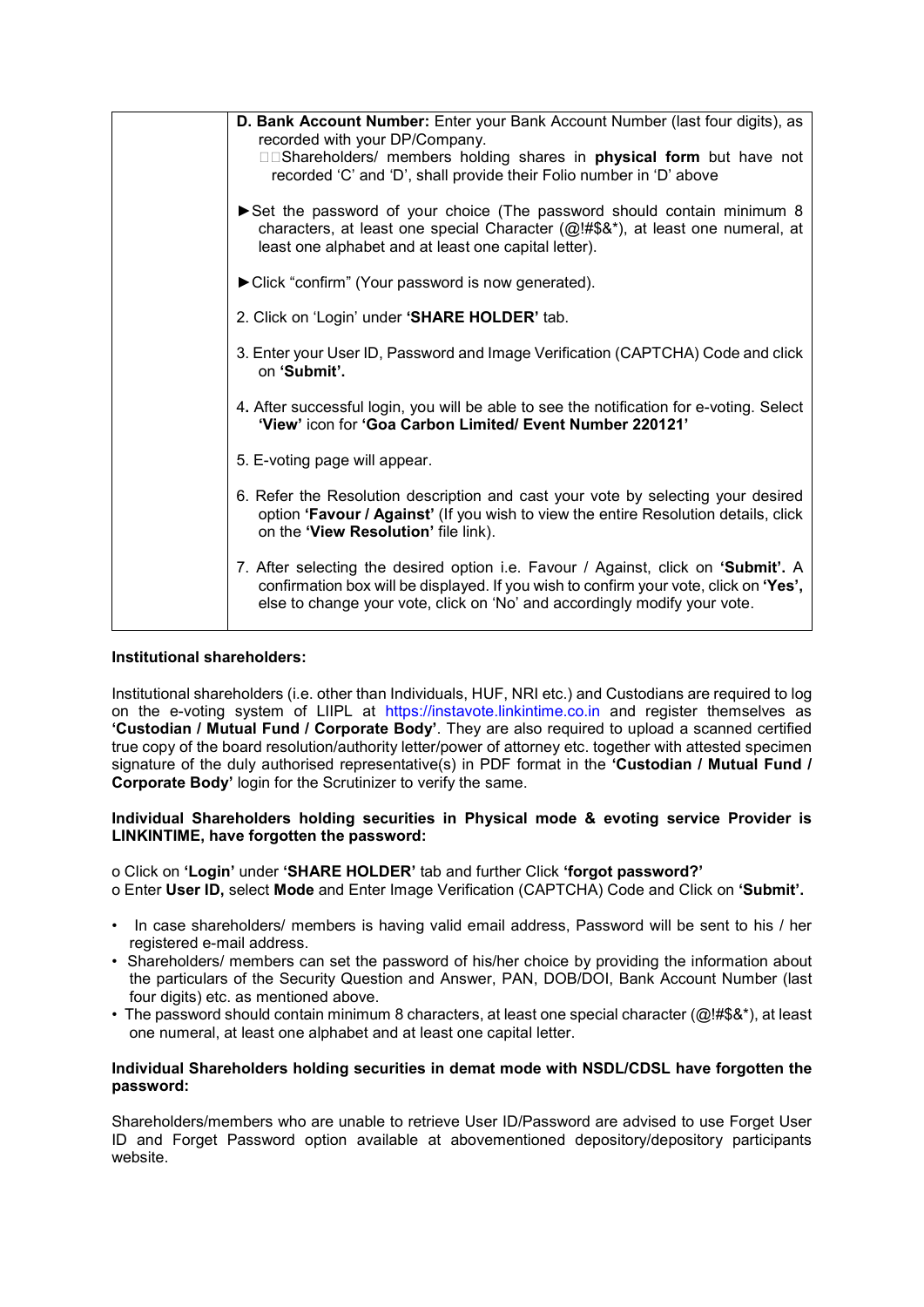| | D. **Bank Account Number:** Enter your Bank Account Number (last four digits), as recorded with your DP/Company.<br>□□Shareholders/ members holding shares in **physical form** but have not recorded 'C' and 'D', shall provide their Folio number in 'D' above<br><br>►Set the password of your choice (The password should contain minimum 8 characters, at least one special Character (@!#$&*), at least one numeral, at least one alphabet and at least one capital letter).<br><br>►Click "confirm" (Your password is now generated).<br><br>2. Click on 'Login' under **'SHARE HOLDER'** tab.<br><br>3. Enter your User ID, Password and Image Verification (CAPTCHA) Code and click on **'Submit'.**<br><br>4**.** After successful login, you will be able to see the notification for e-voting. Select **'View'** icon for **'Goa Carbon Limited/ Event Number 220121'**<br><br>5. E-voting page will appear.<br><br>6. Refer the Resolution description and cast your vote by selecting your desired option **'Favour / Against'** (If you wish to view the entire Resolution details, click on the **'View Resolution'** file link).<br><br>7. After selecting the desired option i.e. Favour / Against, click on **'Submit'.** A confirmation box will be displayed. If you wish to confirm your vote, click on **'Yes',** else to change your vote, click on 'No' and accordingly modify your vote. |
|---|---|

**Institutional shareholders:**

Institutional shareholders (i.e. other than Individuals, HUF, NRI etc.) and Custodians are required to log on the e-voting system of LIIPL at https://instavote.linkintime.co.in and register themselves as **'Custodian / Mutual Fund / Corporate Body'**. They are also required to upload a scanned certified true copy of the board resolution/authority letter/power of attorney etc. together with attested specimen signature of the duly authorised representative(s) in PDF format in the **'Custodian / Mutual Fund / Corporate Body'** login for the Scrutinizer to verify the same.

**Individual Shareholders holding securities in Physical mode & evoting service Provider is LINKINTIME, have forgotten the password:**

o Click on **'Login'** under **'SHARE HOLDER'** tab and further Click **'forgot password?'**
o Enter **User ID,** select **Mode** and Enter Image Verification (CAPTCHA) Code and Click on **'Submit'.**

- In case shareholders/ members is having valid email address, Password will be sent to his / her registered e-mail address.
- Shareholders/ members can set the password of his/her choice by providing the information about the particulars of the Security Question and Answer, PAN, DOB/DOI, Bank Account Number (last four digits) etc. as mentioned above.
- The password should contain minimum 8 characters, at least one special character (@!#$&*), at least one numeral, at least one alphabet and at least one capital letter.

**Individual Shareholders holding securities in demat mode with NSDL/CDSL have forgotten the password:**

Shareholders/members who are unable to retrieve User ID/Password are advised to use Forget User ID and Forget Password option available at abovementioned depository/depository participants website.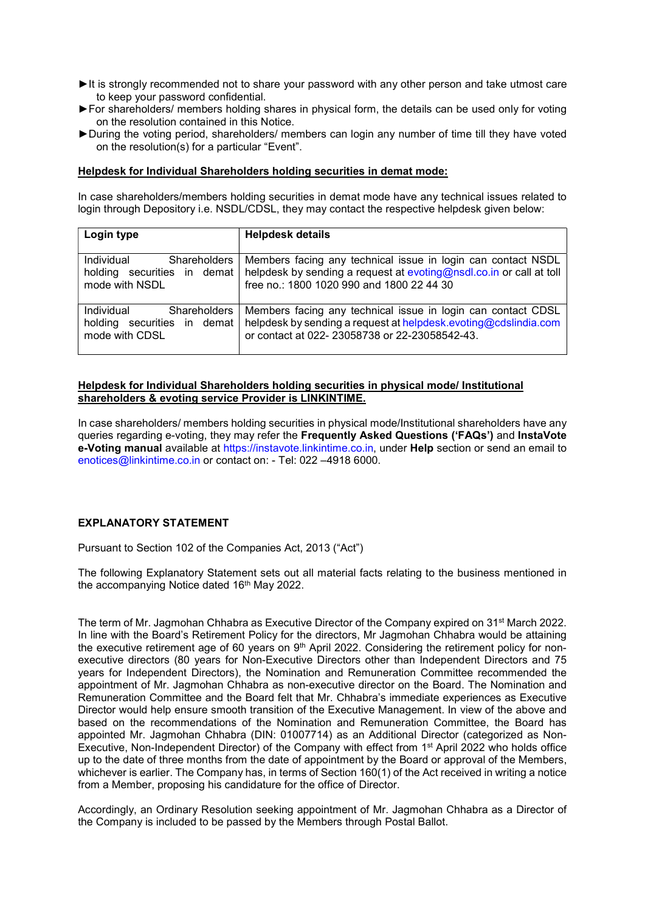- ►It is strongly recommended not to share your password with any other person and take utmost care to keep your password confidential.
- ►For shareholders/ members holding shares in physical form, the details can be used only for voting on the resolution contained in this Notice.
- ►During the voting period, shareholders/ members can login any number of time till they have voted on the resolution(s) for a particular "Event".

**Helpdesk for Individual Shareholders holding securities in demat mode:**

In case shareholders/members holding securities in demat mode have any technical issues related to login through Depository i.e. NSDL/CDSL, they may contact the respective helpdesk given below:

| Login type | Helpdesk details |
|---|---|
| Individual Shareholders holding securities in demat mode with NSDL | Members facing any technical issue in login can contact NSDL helpdesk by sending a request at evoting@nsdl.co.in or call at toll free no.: 1800 1020 990 and 1800 22 44 30 |
| Individual Shareholders holding securities in demat mode with CDSL | Members facing any technical issue in login can contact CDSL helpdesk by sending a request at helpdesk.evoting@cdslindia.com or contact at 022- 23058738 or 22-23058542-43. |

**Helpdesk for Individual Shareholders holding securities in physical mode/ Institutional shareholders & evoting service Provider is LINKINTIME.**

In case shareholders/ members holding securities in physical mode/Institutional shareholders have any queries regarding e-voting, they may refer the **Frequently Asked Questions ('FAQs')** and **InstaVote e-Voting manual** available at https://instavote.linkintime.co.in, under **Help** section or send an email to enotices@linkintime.co.in or contact on: - Tel: 022 –4918 6000.

## EXPLANATORY STATEMENT

Pursuant to Section 102 of the Companies Act, 2013 ("Act")

The following Explanatory Statement sets out all material facts relating to the business mentioned in the accompanying Notice dated 16th May 2022.

The term of Mr. Jagmohan Chhabra as Executive Director of the Company expired on 31st March 2022. In line with the Board's Retirement Policy for the directors, Mr Jagmohan Chhabra would be attaining the executive retirement age of 60 years on 9th April 2022. Considering the retirement policy for non-executive directors (80 years for Non-Executive Directors other than Independent Directors and 75 years for Independent Directors), the Nomination and Remuneration Committee recommended the appointment of Mr. Jagmohan Chhabra as non-executive director on the Board. The Nomination and Remuneration Committee and the Board felt that Mr. Chhabra's immediate experiences as Executive Director would help ensure smooth transition of the Executive Management. In view of the above and based on the recommendations of the Nomination and Remuneration Committee, the Board has appointed Mr. Jagmohan Chhabra (DIN: 01007714) as an Additional Director (categorized as Non-Executive, Non-Independent Director) of the Company with effect from 1st April 2022 who holds office up to the date of three months from the date of appointment by the Board or approval of the Members, whichever is earlier. The Company has, in terms of Section 160(1) of the Act received in writing a notice from a Member, proposing his candidature for the office of Director.

Accordingly, an Ordinary Resolution seeking appointment of Mr. Jagmohan Chhabra as a Director of the Company is included to be passed by the Members through Postal Ballot.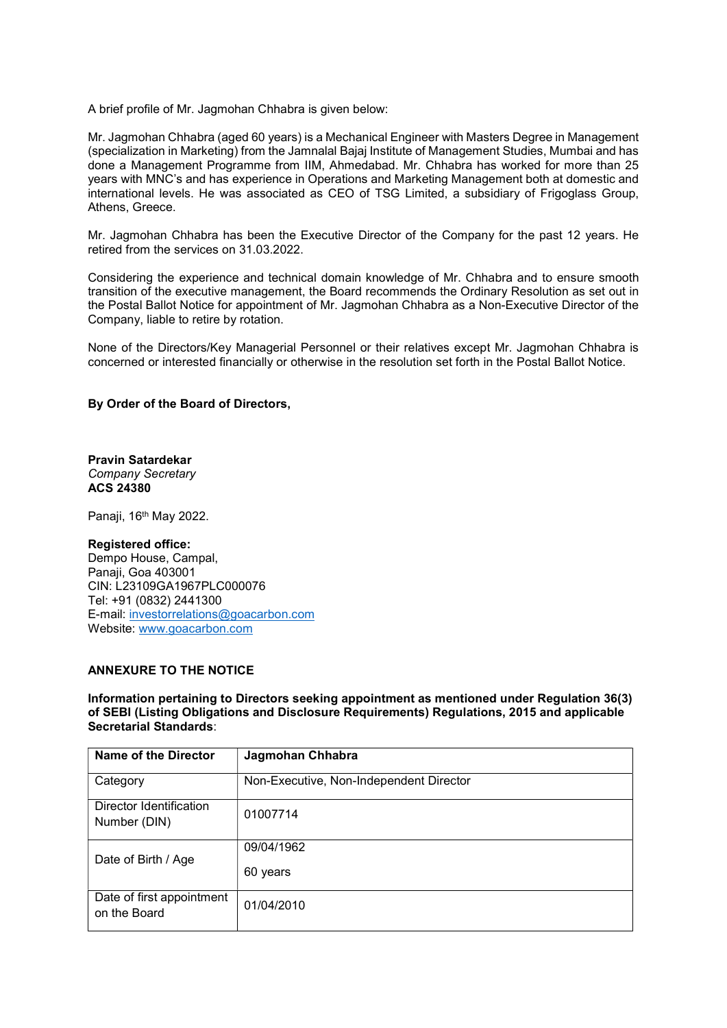A brief profile of Mr. Jagmohan Chhabra is given below:

Mr. Jagmohan Chhabra (aged 60 years) is a Mechanical Engineer with Masters Degree in Management (specialization in Marketing) from the Jamnalal Bajaj Institute of Management Studies, Mumbai and has done a Management Programme from IIM, Ahmedabad. Mr. Chhabra has worked for more than 25 years with MNC's and has experience in Operations and Marketing Management both at domestic and international levels. He was associated as CEO of TSG Limited, a subsidiary of Frigoglass Group, Athens, Greece.

Mr. Jagmohan Chhabra has been the Executive Director of the Company for the past 12 years. He retired from the services on 31.03.2022.

Considering the experience and technical domain knowledge of Mr. Chhabra and to ensure smooth transition of the executive management, the Board recommends the Ordinary Resolution as set out in the Postal Ballot Notice for appointment of Mr. Jagmohan Chhabra as a Non-Executive Director of the Company, liable to retire by rotation.

None of the Directors/Key Managerial Personnel or their relatives except Mr. Jagmohan Chhabra is concerned or interested financially or otherwise in the resolution set forth in the Postal Ballot Notice.

**By Order of the Board of Directors,**

**Pravin Satardekar**
*Company Secretary*
**ACS 24380**

Panaji, 16th May 2022.

**Registered office:**
Dempo House, Campal,
Panaji, Goa 403001
CIN: L23109GA1967PLC000076
Tel: +91 (0832) 2441300
E-mail: investorrelations@goacarbon.com
Website: www.goacarbon.com

**ANNEXURE TO THE NOTICE**

**Information pertaining to Directors seeking appointment as mentioned under Regulation 36(3) of SEBI (Listing Obligations and Disclosure Requirements) Regulations, 2015 and applicable Secretarial Standards**:

| **Name of the Director** | **Jagmohan Chhabra** |
|---|---|
| Category | Non-Executive, Non-Independent Director |
| Director Identification Number (DIN) | 01007714 |
| Date of Birth / Age | 09/04/1962<br>60 years |
| Date of first appointment on the Board | 01/04/2010 |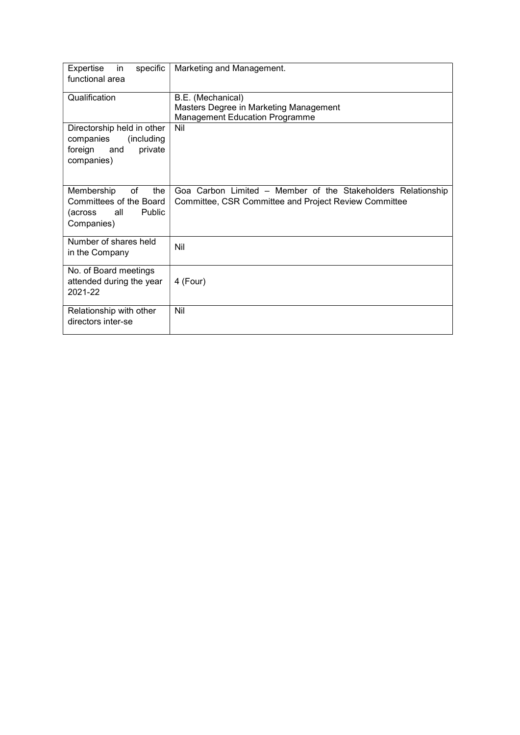| | |
|---|---|
| Expertise in specific functional area | Marketing and Management. |
| Qualification | B.E. (Mechanical)<br>Masters Degree in Marketing Management<br>Management Education Programme |
| Directorship held in other companies (including foreign and private companies) | Nil |
| Membership of the Committees of the Board (across all Public Companies) | Goa Carbon Limited – Member of the Stakeholders Relationship Committee, CSR Committee and Project Review Committee |
| Number of shares held in the Company | Nil |
| No. of Board meetings attended during the year 2021-22 | 4 (Four) |
| Relationship with other directors inter-se | Nil |